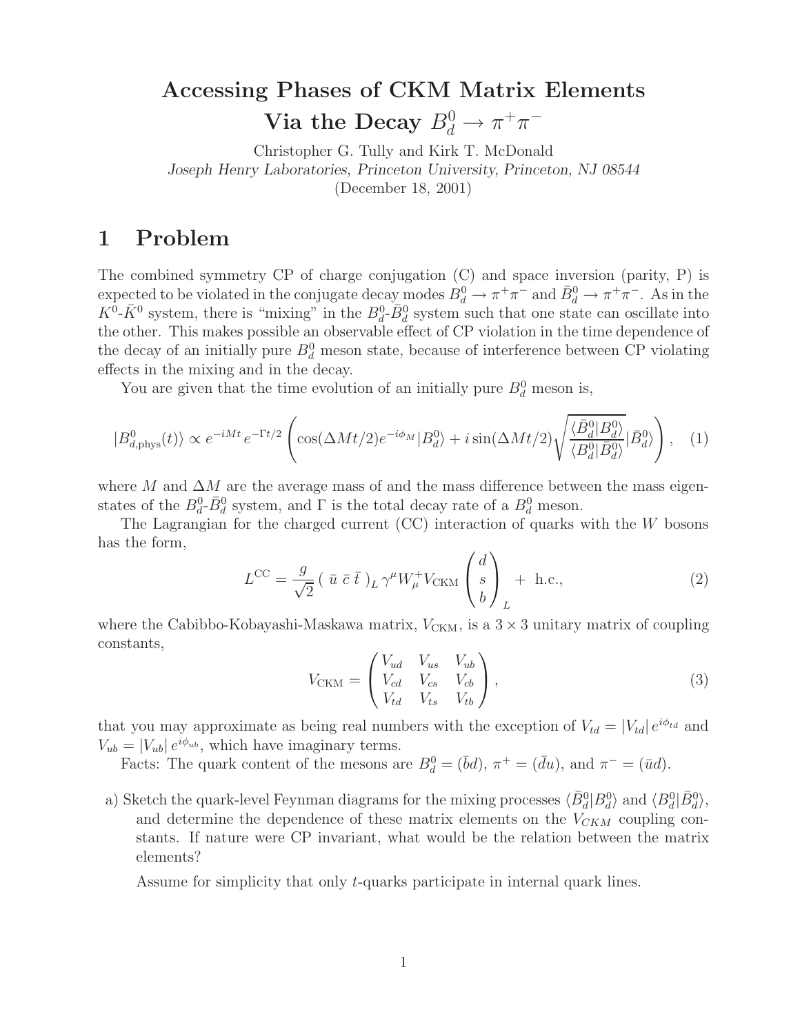# Accessing Phases of CKM Matrix Elements Via the Decay $B_d^0 \to \pi^+\pi^-$

Christopher G. Tully and Kirk T. McDonald

*Joseph Henry Laboratories, Princeton University, Princeton, NJ 08544*

(December 18, 2001)

## 1 Problem

The combined symmetry CP of charge conjugation (C) and space inversion (parity, P) is expected to be violated in the conjugate decay modes $B_d^0 \to \pi^+\pi^-$ and $\bar{B}_d^0 \to \pi^+\pi^-$. As in the $K^0$-$\bar{K}^0$ system, there is "mixing" in the $B_d^0$-$\bar{B}_d^0$ system such that one state can oscillate into the other. This makes possible an observable effect of CP violation in the time dependence of the decay of an initially pure $B_d^0$ meson state, because of interference between CP violating effects in the mixing and in the decay.

You are given that the time evolution of an initially pure $B_d^0$ meson is,

$$|B_{d,\text{phys}}^0(t)\rangle \propto e^{-iMt}\, e^{-\Gamma t/2} \left( \cos(\Delta M t/2) e^{-i\phi_M} |B_d^0\rangle + i \sin(\Delta M t/2) \sqrt{\frac{\langle \bar{B}_d^0 | B_d^0 \rangle}{\langle B_d^0 | \bar{B}_d^0 \rangle}} |\bar{B}_d^0\rangle \right), \quad (1)$$

where $M$ and $\Delta M$ are the average mass of and the mass difference between the mass eigenstates of the $B_d^0$-$\bar{B}_d^0$ system, and $\Gamma$ is the total decay rate of a $B_d^0$ meson.

The Lagrangian for the charged current (CC) interaction of quarks with the $W$ bosons has the form,

$$L^{\text{CC}} = \frac{g}{\sqrt{2}} \left( \, \bar{u} \; \bar{c} \; \bar{t} \, \right)_L \gamma^\mu W_\mu^+ V_{\text{CKM}} \begin{pmatrix} d \\ s \\ b \end{pmatrix}_L + \text{ h.c.}, \quad (2)$$

where the Cabibbo-Kobayashi-Maskawa matrix, $V_{\text{CKM}}$, is a $3 \times 3$ unitary matrix of coupling constants,

$$V_{\text{CKM}} = \begin{pmatrix} V_{ud} & V_{us} & V_{ub} \\ V_{cd} & V_{cs} & V_{cb} \\ V_{td} & V_{ts} & V_{tb} \end{pmatrix}, \quad (3)$$

that you may approximate as being real numbers with the exception of $V_{td} = |V_{td}|\, e^{i\phi_{td}}$ and $V_{ub} = |V_{ub}|\, e^{i\phi_{ub}}$, which have imaginary terms.

Facts: The quark content of the mesons are $B_d^0 = (\bar{b}d)$, $\pi^+ = (\bar{d}u)$, and $\pi^- = (\bar{u}d)$.

a) Sketch the quark-level Feynman diagrams for the mixing processes $\langle \bar{B}_d^0 | B_d^0 \rangle$ and $\langle B_d^0 | \bar{B}_d^0 \rangle$, and determine the dependence of these matrix elements on the $V_{CKM}$ coupling constants. If nature were CP invariant, what would be the relation between the matrix elements?

   Assume for simplicity that only $t$-quarks participate in internal quark lines.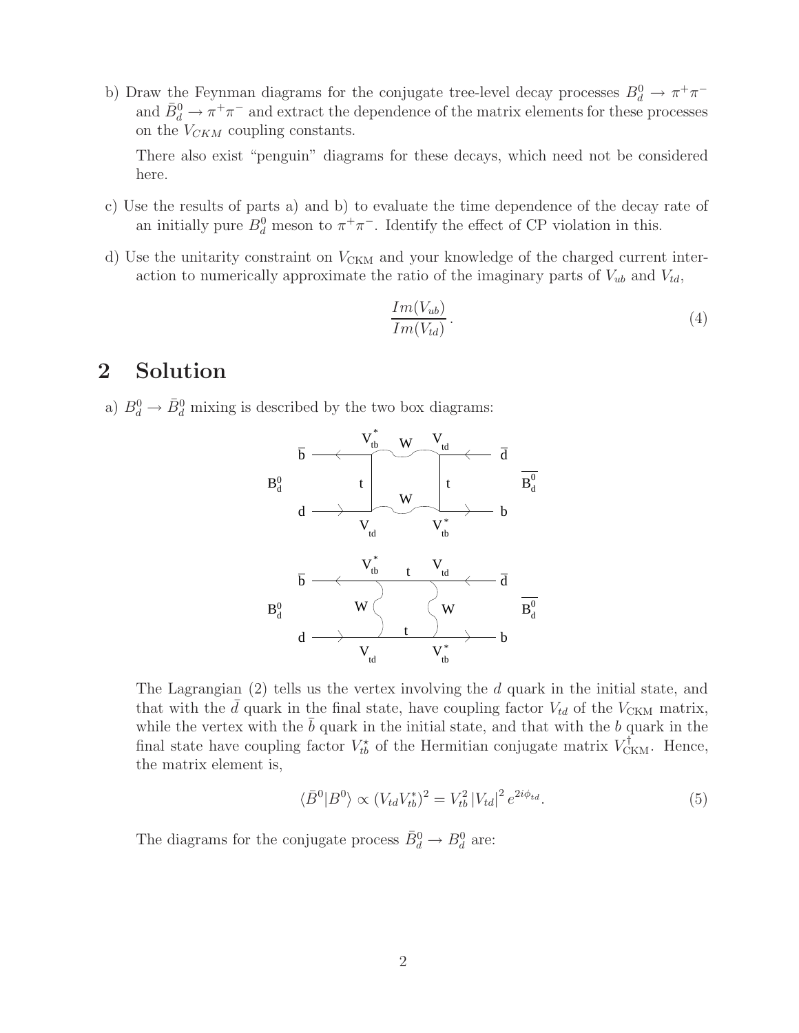b) Draw the Feynman diagrams for the conjugate tree-level decay processes $B_d^0 \to \pi^+\pi^-$ and $\bar{B}_d^0 \to \pi^+\pi^-$ and extract the dependence of the matrix elements for these processes on the $V_{CKM}$ coupling constants.

There also exist "penguin" diagrams for these decays, which need not be considered here.

c) Use the results of parts a) and b) to evaluate the time dependence of the decay rate of an initially pure $B_d^0$ meson to $\pi^+\pi^-$. Identify the effect of CP violation in this.

d) Use the unitarity constraint on $V_{\mathrm{CKM}}$ and your knowledge of the charged current interaction to numerically approximate the ratio of the imaginary parts of $V_{ub}$ and $V_{td}$,

$$\frac{Im(V_{ub})}{Im(V_{td})}. \tag{4}$$

# 2 Solution

a) $B_d^0 \to \bar{B}_d^0$ mixing is described by the two box diagrams:

The Lagrangian (2) tells us the vertex involving the $d$ quark in the initial state, and that with the $\bar{d}$ quark in the final state, have coupling factor $V_{td}$ of the $V_{\mathrm{CKM}}$ matrix, while the vertex with the $\bar{b}$ quark in the initial state, and that with the $b$ quark in the final state have coupling factor $V_{tb}^\star$ of the Hermitian conjugate matrix $V_{\mathrm{CKM}}^\dagger$. Hence, the matrix element is,

$$\langle \bar{B}^0 | B^0 \rangle \propto (V_{td} V_{tb}^*)^2 = V_{tb}^2 \, |V_{td}|^2 \, e^{2i\phi_{td}}. \tag{5}$$

The diagrams for the conjugate process $\bar{B}_d^0 \to B_d^0$ are: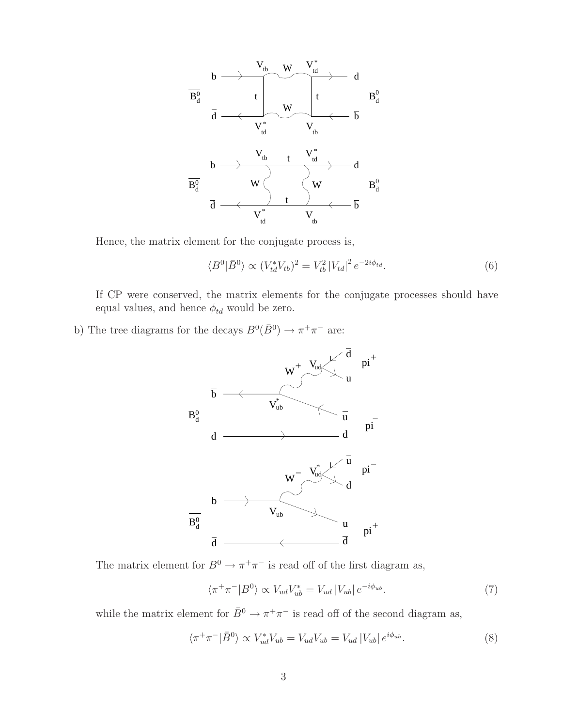Hence, the matrix element for the conjugate process is,

$$\langle B^0|\bar{B}^0\rangle \propto (V_{td}^* V_{tb})^2 = V_{tb}^2 \left|V_{td}\right|^2 e^{-2i\phi_{td}}. \tag{6}$$

If CP were conserved, the matrix elements for the conjugate processes should have equal values, and hence $\phi_{td}$ would be zero.

b) The tree diagrams for the decays $B^0(\bar{B}^0) \to \pi^+\pi^-$ are:

The matrix element for $B^0 \to \pi^+\pi^-$ is read off of the first diagram as,

$$\langle \pi^+\pi^-|B^0\rangle \propto V_{ud}V_{ub}^* = V_{ud}\left|V_{ub}\right| e^{-i\phi_{ub}}. \tag{7}$$

while the matrix element for $\bar{B}^0 \to \pi^+\pi^-$ is read off of the second diagram as,

$$\langle \pi^+\pi^-|\bar{B}^0\rangle \propto V_{ud}^* V_{ub} = V_{ud}V_{ub} = V_{ud}\left|V_{ub}\right| e^{i\phi_{ub}}. \tag{8}$$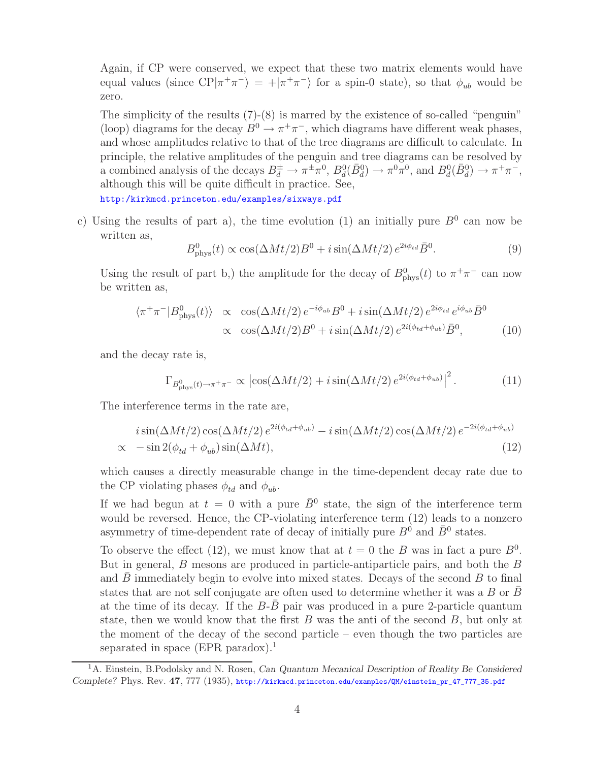Again, if CP were conserved, we expect that these two matrix elements would have equal values (since $\mathrm{CP}|\pi^+\pi^-\rangle = +|\pi^+\pi^-\rangle$ for a spin-0 state), so that $\phi_{ub}$ would be zero.

The simplicity of the results (7)-(8) is marred by the existence of so-called "penguin" (loop) diagrams for the decay $B^0 \to \pi^+\pi^-$, which diagrams have different weak phases, and whose amplitudes relative to that of the tree diagrams are difficult to calculate. In principle, the relative amplitudes of the penguin and tree diagrams can be resolved by a combined analysis of the decays $B_d^\pm \to \pi^\pm\pi^0$, $B_d^0(\bar{B}_d^0) \to \pi^0\pi^0$, and $B_d^0(\bar{B}_d^0) \to \pi^+\pi^-$, although this will be quite difficult in practice. See,
http:/kirkmcd.princeton.edu/examples/sixways.pdf

c) Using the results of part a), the time evolution (1) an initially pure $B^0$ can now be written as,

$$B^0_{\rm phys}(t) \propto \cos(\Delta M t/2) B^0 + i \sin(\Delta M t/2)\, e^{2i\phi_{td}} \bar{B}^0. \tag{9}$$

Using the result of part b,) the amplitude for the decay of $B^0_{\rm phys}(t)$ to $\pi^+\pi^-$ can now be written as,

$$\begin{aligned}\langle \pi^+\pi^- | B^0_{\rm phys}(t)\rangle &\propto \cos(\Delta M t/2)\, e^{-i\phi_{ub}} B^0 + i \sin(\Delta M t/2)\, e^{2i\phi_{td}}\, e^{i\phi_{ub}} \bar{B}^0 \\ &\propto \cos(\Delta M t/2) B^0 + i \sin(\Delta M t/2)\, e^{2i(\phi_{td}+\phi_{ub})} \bar{B}^0, \end{aligned} \tag{10}$$

and the decay rate is,

$$\Gamma_{B^0_{\rm phys}(t)\to\pi^+\pi^-} \propto \left|\cos(\Delta M t/2) + i \sin(\Delta M t/2)\, e^{2i(\phi_{td}+\phi_{ub})}\right|^2. \tag{11}$$

The interference terms in the rate are,

$$\begin{aligned} & i \sin(\Delta M t/2)\cos(\Delta M t/2)\, e^{2i(\phi_{td}+\phi_{ub})} - i \sin(\Delta M t/2)\cos(\Delta M t/2)\, e^{-2i(\phi_{td}+\phi_{ub})} \\ \propto\ & -\sin 2(\phi_{td}+\phi_{ub}) \sin(\Delta M t), \end{aligned} \tag{12}$$

which causes a directly measurable change in the time-dependent decay rate due to the CP violating phases $\phi_{td}$ and $\phi_{ub}$.

If we had begun at $t = 0$ with a pure $\bar{B}^0$ state, the sign of the interference term would be reversed. Hence, the CP-violating interference term (12) leads to a nonzero asymmetry of time-dependent rate of decay of initially pure $B^0$ and $\bar{B}^0$ states.

To observe the effect (12), we must know that at $t = 0$ the $B$ was in fact a pure $B^0$. But in general, $B$ mesons are produced in particle-antiparticle pairs, and both the $B$ and $\bar{B}$ immediately begin to evolve into mixed states. Decays of the second $B$ to final states that are not self conjugate are often used to determine whether it was a $B$ or $\bar{B}$ at the time of its decay. If the $B$-$\bar{B}$ pair was produced in a pure 2-particle quantum state, then we would know that the first $B$ was the anti of the second $B$, but only at the moment of the decay of the second particle – even though the two particles are separated in space (EPR paradox).[1]

[1] A. Einstein, B.Podolsky and N. Rosen, *Can Quantum Mecanical Description of Reality Be Considered Complete?* Phys. Rev. **47**, 777 (1935), http://kirkmcd.princeton.edu/examples/QM/einstein_pr_47_777_35.pdf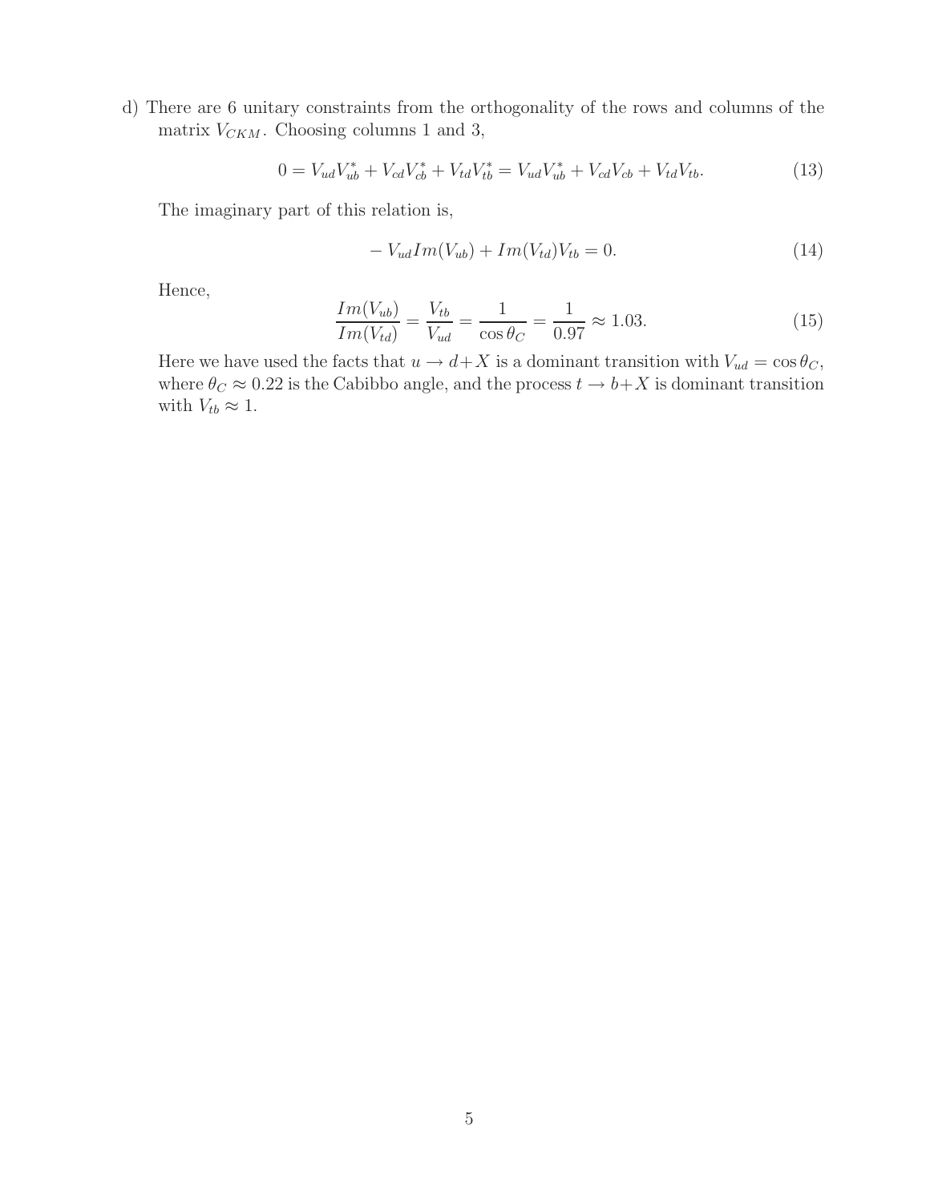d) There are 6 unitary constraints from the orthogonality of the rows and columns of the matrix $V_{CKM}$. Choosing columns 1 and 3,

$$0 = V_{ud}V_{ub}^* + V_{cd}V_{cb}^* + V_{td}V_{tb}^* = V_{ud}V_{ub}^* + V_{cd}V_{cb} + V_{td}V_{tb}. \tag{13}$$

The imaginary part of this relation is,

$$-V_{ud}Im(V_{ub}) + Im(V_{td})V_{tb} = 0. \tag{14}$$

Hence,

$$\frac{Im(V_{ub})}{Im(V_{td})} = \frac{V_{tb}}{V_{ud}} = \frac{1}{\cos\theta_C} = \frac{1}{0.97} \approx 1.03. \tag{15}$$

Here we have used the facts that $u \to d+X$ is a dominant transition with $V_{ud} = \cos\theta_C$, where $\theta_C \approx 0.22$ is the Cabibbo angle, and the process $t \to b+X$ is dominant transition with $V_{tb} \approx 1$.